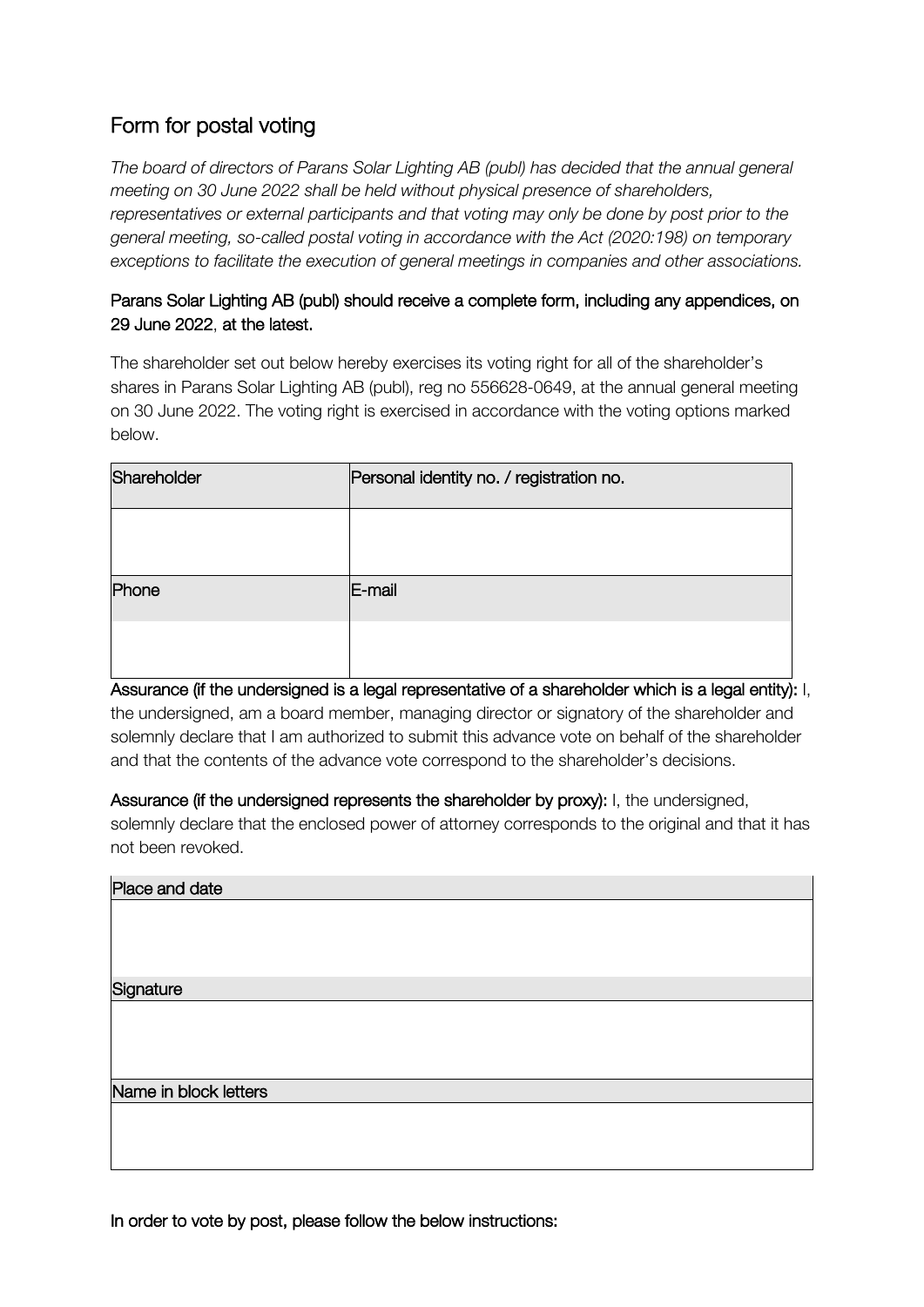# Form for postal voting

*The board of directors of Parans Solar Lighting AB (publ) has decided that the annual general meeting on 30 June 2022 shall be held without physical presence of shareholders, representatives or external participants and that voting may only be done by post prior to the general meeting, so-called postal voting in accordance with the Act (2020:198) on temporary exceptions to facilitate the execution of general meetings in companies and other associations.*

**Parans Solar Lighting AB (publ) should receive a complete form, including any appendices, on 29 June 2022, at the latest.**

The shareholder set out below hereby exercises its voting right for all of the shareholder's shares in Parans Solar Lighting AB (publ), reg no 556628-0649, at the annual general meeting on 30 June 2022. The voting right is exercised in accordance with the voting options marked below.

| Shareholder | Personal identity no. / registration no. |
|---|---|
| | |
| **Phone** | **E-mail** |
| | |

**Assurance (if the undersigned is a legal representative of a shareholder which is a legal entity):** I, the undersigned, am a board member, managing director or signatory of the shareholder and solemnly declare that I am authorized to submit this advance vote on behalf of the shareholder and that the contents of the advance vote correspond to the shareholder's decisions.

**Assurance (if the undersigned represents the shareholder by proxy):** I, the undersigned, solemnly declare that the enclosed power of attorney corresponds to the original and that it has not been revoked.

| Place and date |
|---|
| |
| **Signature** |
| |
| **Name in block letters** |
| |

**In order to vote by post, please follow the below instructions:**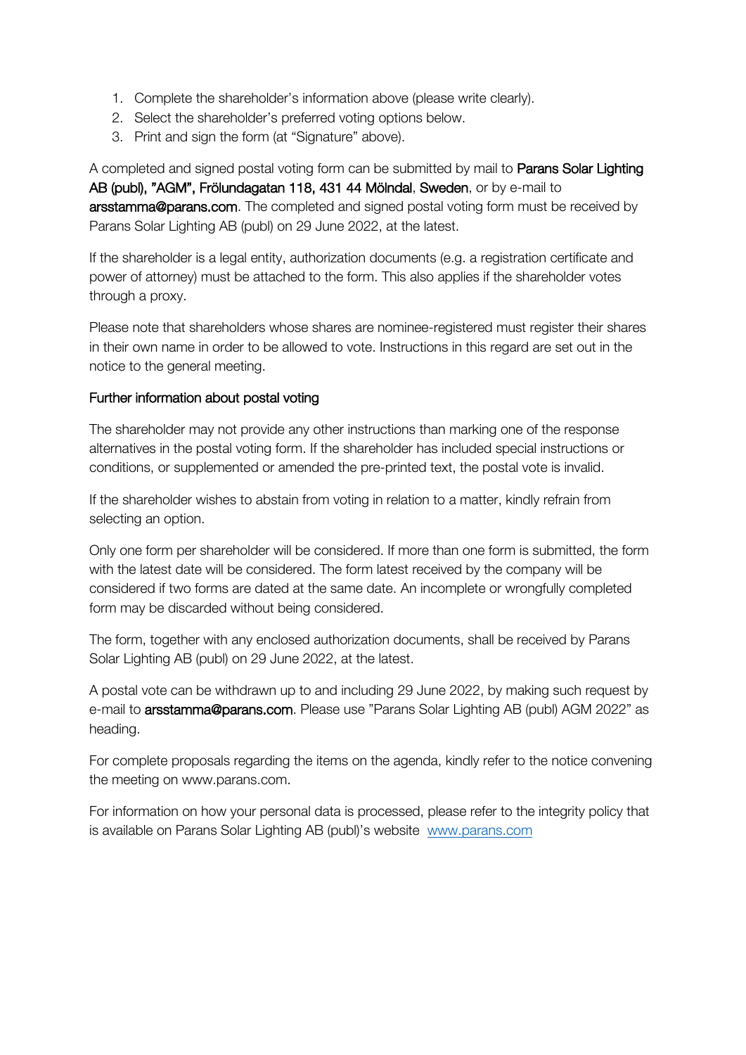1. Complete the shareholder's information above (please write clearly).
2. Select the shareholder's preferred voting options below.
3. Print and sign the form (at "Signature" above).

A completed and signed postal voting form can be submitted by mail to **Parans Solar Lighting AB (publ), "AGM", Frölundagatan 118, 431 44 Mölndal, Sweden**, or by e-mail to **arsstamma@parans.com**. The completed and signed postal voting form must be received by Parans Solar Lighting AB (publ) on 29 June 2022, at the latest.

If the shareholder is a legal entity, authorization documents (e.g. a registration certificate and power of attorney) must be attached to the form. This also applies if the shareholder votes through a proxy.

Please note that shareholders whose shares are nominee-registered must register their shares in their own name in order to be allowed to vote. Instructions in this regard are set out in the notice to the general meeting.

## Further information about postal voting

The shareholder may not provide any other instructions than marking one of the response alternatives in the postal voting form. If the shareholder has included special instructions or conditions, or supplemented or amended the pre-printed text, the postal vote is invalid.

If the shareholder wishes to abstain from voting in relation to a matter, kindly refrain from selecting an option.

Only one form per shareholder will be considered. If more than one form is submitted, the form with the latest date will be considered. The form latest received by the company will be considered if two forms are dated at the same date. An incomplete or wrongfully completed form may be discarded without being considered.

The form, together with any enclosed authorization documents, shall be received by Parans Solar Lighting AB (publ) on 29 June 2022, at the latest.

A postal vote can be withdrawn up to and including 29 June 2022, by making such request by e-mail to **arsstamma@parans.com**. Please use "Parans Solar Lighting AB (publ) AGM 2022" as heading.

For complete proposals regarding the items on the agenda, kindly refer to the notice convening the meeting on www.parans.com.

For information on how your personal data is processed, please refer to the integrity policy that is available on Parans Solar Lighting AB (publ)'s website [www.parans.com](http://www.parans.com)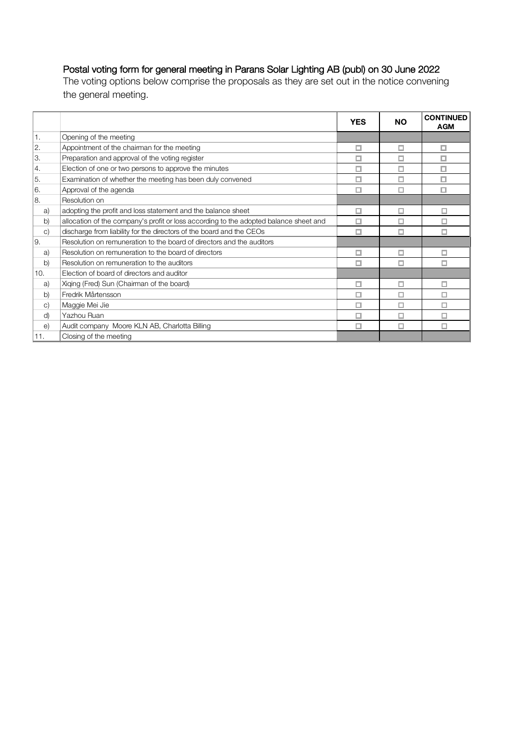**Postal voting form for general meeting in Parans Solar Lighting AB (publ) on 30 June 2022**

The voting options below comprise the proposals as they are set out in the notice convening the general meeting.

| | | YES | NO | CONTINUED AGM |
|---|---|---|---|---|
| 1. | Opening of the meeting | | | |
| 2. | Appointment of the chairman for the meeting | ☐ | ☐ | ☐ |
| 3. | Preparation and approval of the voting register | ☐ | ☐ | ☐ |
| 4. | Election of one or two persons to approve the minutes | ☐ | ☐ | ☐ |
| 5. | Examination of whether the meeting has been duly convened | ☐ | ☐ | ☐ |
| 6. | Approval of the agenda | ☐ | ☐ | ☐ |
| 8. | Resolution on | | | |
| a) | adopting the profit and loss statement and the balance sheet | ☐ | ☐ | ☐ |
| b) | allocation of the company's profit or loss according to the adopted balance sheet and | ☐ | ☐ | ☐ |
| c) | discharge from liability for the directors of the board and the CEOs | ☐ | ☐ | ☐ |
| 9. | Resolution on remuneration to the board of directors and the auditors | | | |
| a) | Resolution on remuneration to the board of directors | ☐ | ☐ | ☐ |
| b) | Resolution on remuneration to the auditors | ☐ | ☐ | ☐ |
| 10. | Election of board of directors and auditor | | | |
| a) | Xiqing (Fred) Sun (Chairman of the board) | ☐ | ☐ | ☐ |
| b) | Fredrik Mårtensson | ☐ | ☐ | ☐ |
| c) | Maggie Mei Jie | ☐ | ☐ | ☐ |
| d) | Yazhou Ruan | ☐ | ☐ | ☐ |
| e) | Audit company Moore KLN AB, Charlotta Billing | ☐ | ☐ | ☐ |
| 11. | Closing of the meeting | | | |